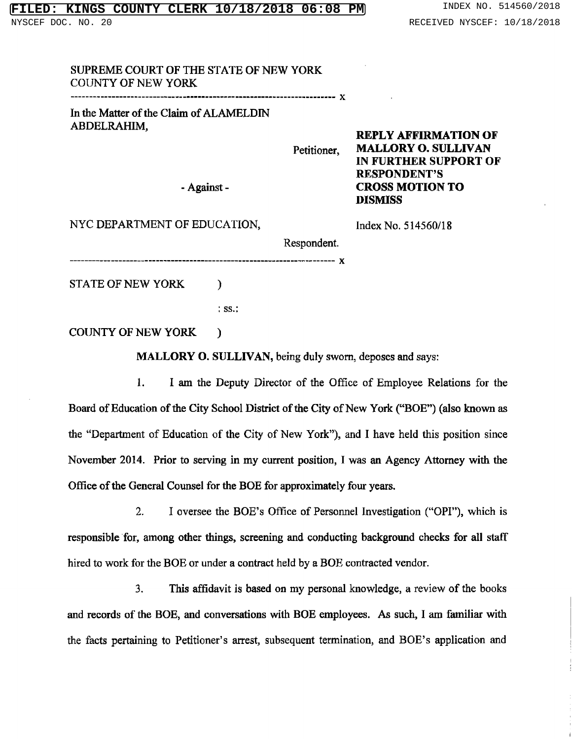SUPREME COURT OF THE STATE OF NEW YORK
COUNTY OF NEW YORK

---------------------------------------------------------------------- x

In the Matter of the Claim of ALAMELDIN ABDELRAHIM,

Petitioner,

- Against -

NYC DEPARTMENT OF EDUCATION,

Respondent.

---------------------------------------------------------------------- x

**REPLY AFFIRMATION OF MALLORY O. SULLIVAN IN FURTHER SUPPORT OF RESPONDENT'S CROSS MOTION TO DISMISS**

Index No. 514560/18

STATE OF NEW YORK )

: ss.:

COUNTY OF NEW YORK )

**MALLORY O. SULLIVAN,** being duly sworn, deposes and says:

1. I am the Deputy Director of the Office of Employee Relations for the Board of Education of the City School District of the City of New York ("BOE") (also known as the "Department of Education of the City of New York"), and I have held this position since November 2014. Prior to serving in my current position, I was an Agency Attorney with the Office of the General Counsel for the BOE for approximately four years.

2. I oversee the BOE's Office of Personnel Investigation ("OPI"), which is responsible for, among other things, screening and conducting background checks for all staff hired to work for the BOE or under a contract held by a BOE contracted vendor.

3. This affidavit is based on my personal knowledge, a review of the books and records of the BOE, and conversations with BOE employees. As such, I am familiar with the facts pertaining to Petitioner's arrest, subsequent termination, and BOE's application and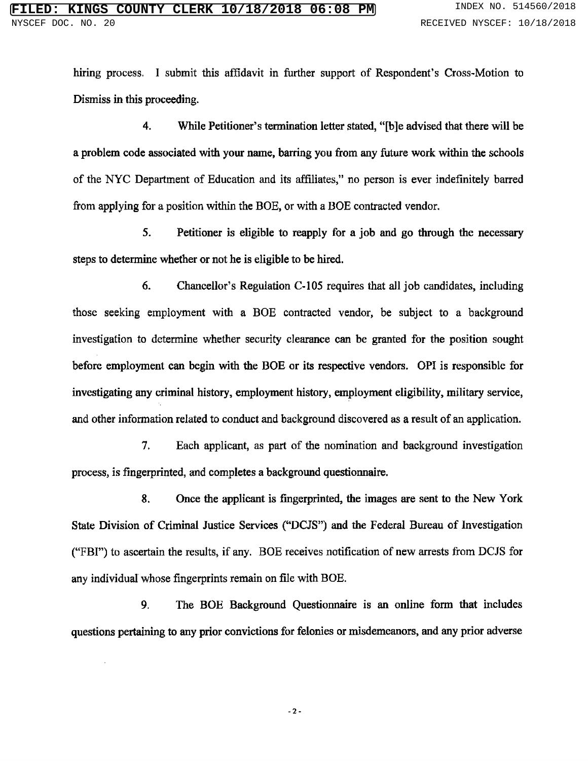hiring process. I submit this affidavit in further support of Respondent's Cross-Motion to Dismiss in this proceeding.

4. While Petitioner's termination letter stated, "[b]e advised that there will be a problem code associated with your name, barring you from any future work within the schools of the NYC Department of Education and its affiliates," no person is ever indefinitely barred from applying for a position within the BOE, or with a BOE contracted vendor.

5. Petitioner is eligible to reapply for a job and go through the necessary steps to determine whether or not he is eligible to be hired.

6. Chancellor's Regulation C-105 requires that all job candidates, including those seeking employment with a BOE contracted vendor, be subject to a background investigation to determine whether security clearance can be granted for the position sought before employment can begin with the BOE or its respective vendors. OPI is responsible for investigating any criminal history, employment history, employment eligibility, military service, and other information related to conduct and background discovered as a result of an application.

7. Each applicant, as part of the nomination and background investigation process, is fingerprinted, and completes a background questionnaire.

8. Once the applicant is fingerprinted, the images are sent to the New York State Division of Criminal Justice Services ("DCJS") and the Federal Bureau of Investigation ("FBI") to ascertain the results, if any. BOE receives notification of new arrests from DCJS for any individual whose fingerprints remain on file with BOE.

9. The BOE Background Questionnaire is an online form that includes questions pertaining to any prior convictions for felonies or misdemeanors, and any prior adverse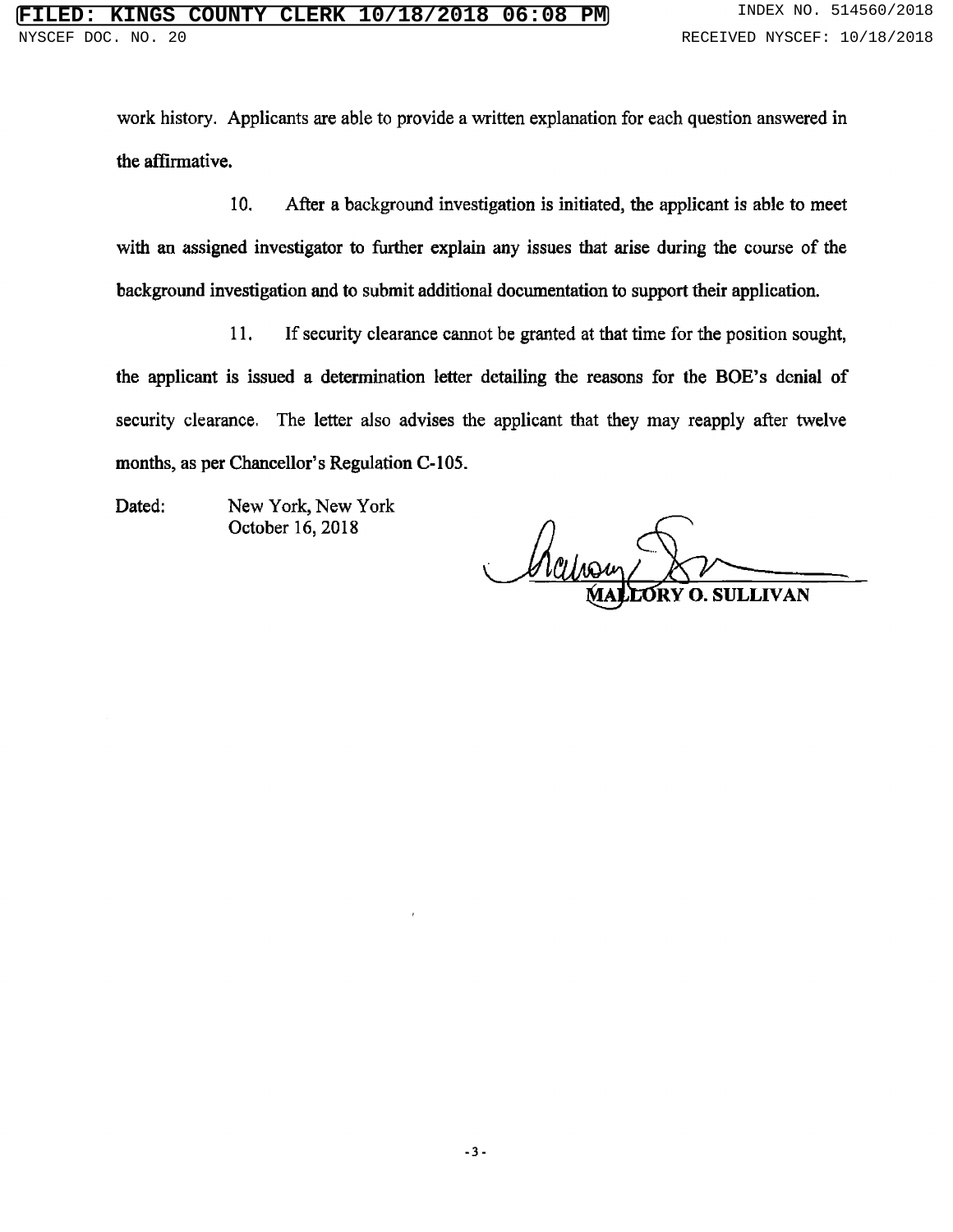work history. Applicants are able to provide a written explanation for each question answered in the affirmative.

10. After a background investigation is initiated, the applicant is able to meet with an assigned investigator to further explain any issues that arise during the course of the background investigation and to submit additional documentation to support their application.

11. If security clearance cannot be granted at that time for the position sought, the applicant is issued a determination letter detailing the reasons for the BOE's denial of security clearance. The letter also advises the applicant that they may reapply after twelve months, as per Chancellor's Regulation C-105.

Dated: New York, New York
October 16, 2018

**MALLORY O. SULLIVAN**